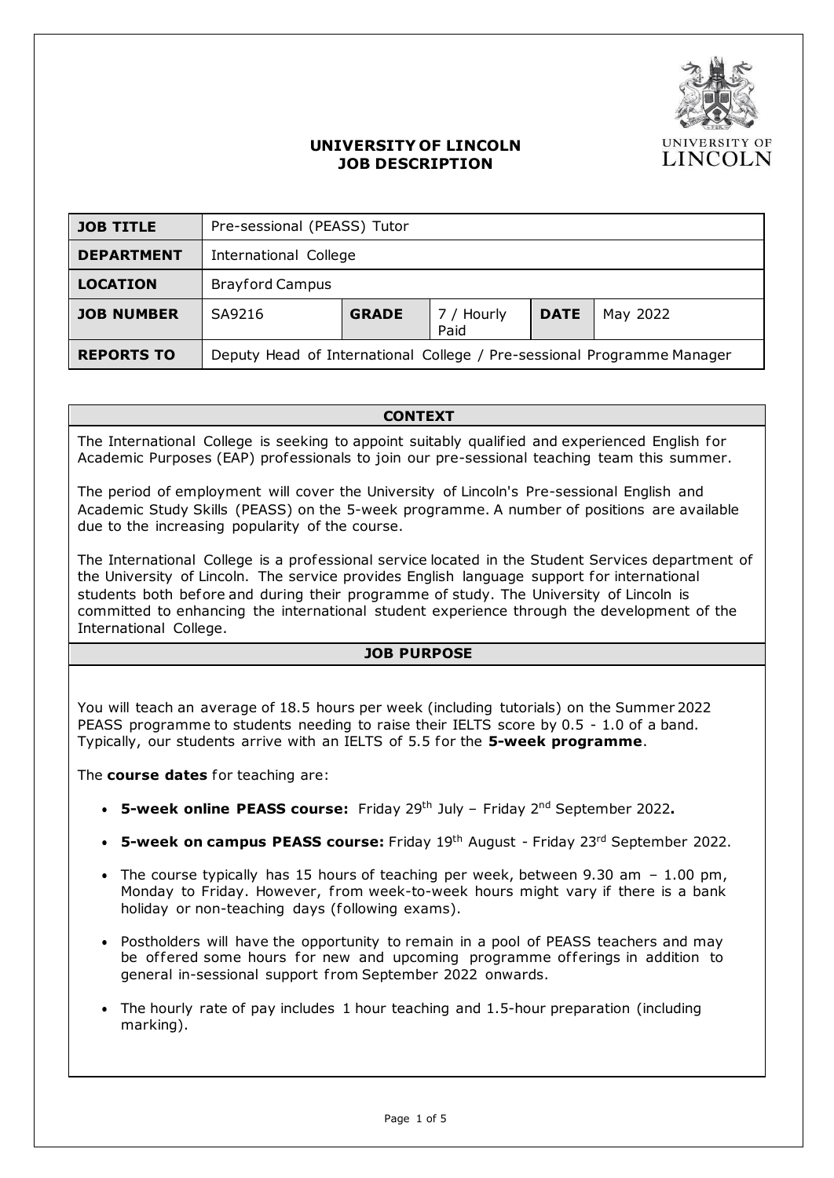# UNIVERSITY OF LINCOLN
# JOB DESCRIPTION

| JOB TITLE | Pre-sessional (PEASS) Tutor | | | | |
|---|---|---|---|---|---|
| **DEPARTMENT** | International College | | | | |
| **LOCATION** | Brayford Campus | | | | |
| **JOB NUMBER** | SA9216 | **GRADE** | 7 / Hourly Paid | **DATE** | May 2022 |
| **REPORTS TO** | Deputy Head of International College / Pre-sessional Programme Manager | | | | |

## CONTEXT

The International College is seeking to appoint suitably qualified and experienced English for Academic Purposes (EAP) professionals to join our pre-sessional teaching team this summer.

The period of employment will cover the University of Lincoln's Pre-sessional English and Academic Study Skills (PEASS) on the 5-week programme. A number of positions are available due to the increasing popularity of the course.

The International College is a professional service located in the Student Services department of the University of Lincoln. The service provides English language support for international students both before and during their programme of study. The University of Lincoln is committed to enhancing the international student experience through the development of the International College.

## JOB PURPOSE

You will teach an average of 18.5 hours per week (including tutorials) on the Summer 2022 PEASS programme to students needing to raise their IELTS score by 0.5 - 1.0 of a band. Typically, our students arrive with an IELTS of 5.5 for the **5-week programme**.

The **course dates** for teaching are:

- **5-week online PEASS course:** Friday 29th July – Friday 2nd September 2022**.**
- **5-week on campus PEASS course:** Friday 19th August - Friday 23rd September 2022.
- The course typically has 15 hours of teaching per week, between 9.30 am – 1.00 pm, Monday to Friday. However, from week-to-week hours might vary if there is a bank holiday or non-teaching days (following exams).
- Postholders will have the opportunity to remain in a pool of PEASS teachers and may be offered some hours for new and upcoming programme offerings in addition to general in-sessional support from September 2022 onwards.
- The hourly rate of pay includes 1 hour teaching and 1.5-hour preparation (including marking).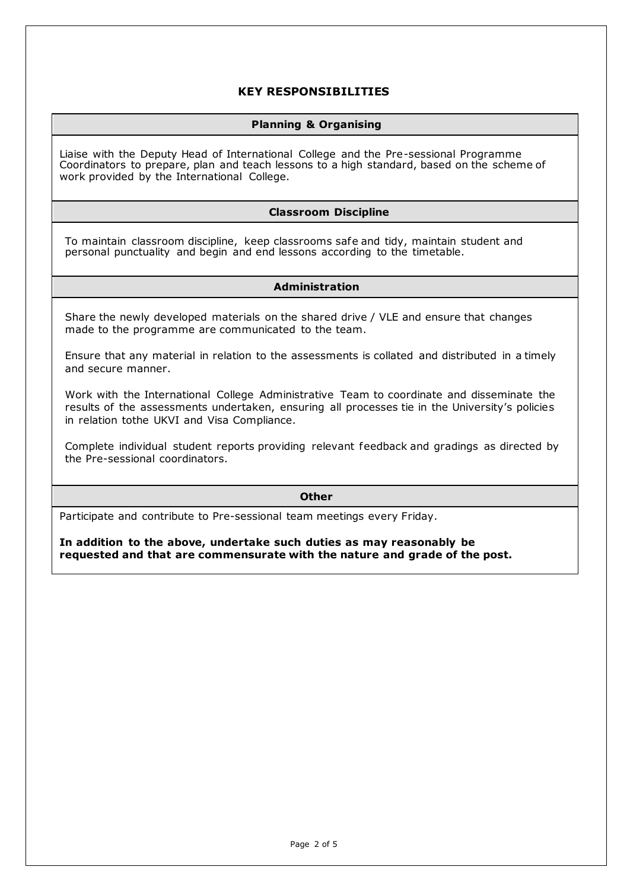## KEY RESPONSIBILITIES

### Planning & Organising

Liaise with the Deputy Head of International College and the Pre-sessional Programme Coordinators to prepare, plan and teach lessons to a high standard, based on the scheme of work provided by the International College.

### Classroom Discipline

To maintain classroom discipline, keep classrooms safe and tidy, maintain student and personal punctuality and begin and end lessons according to the timetable.

### Administration

Share the newly developed materials on the shared drive / VLE and ensure that changes made to the programme are communicated to the team.

Ensure that any material in relation to the assessments is collated and distributed in a timely and secure manner.

Work with the International College Administrative Team to coordinate and disseminate the results of the assessments undertaken, ensuring all processes tie in the University's policies in relation tothe UKVI and Visa Compliance.

Complete individual student reports providing relevant feedback and gradings as directed by the Pre-sessional coordinators.

### Other

Participate and contribute to Pre-sessional team meetings every Friday.

**In addition to the above, undertake such duties as may reasonably be requested and that are commensurate with the nature and grade of the post.**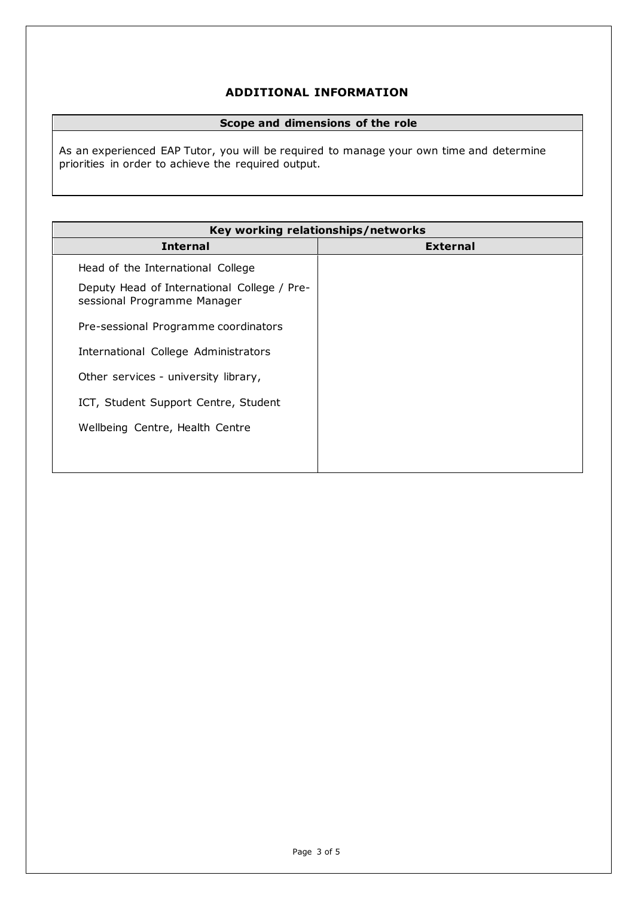# ADDITIONAL INFORMATION

## Scope and dimensions of the role

As an experienced EAP Tutor, you will be required to manage your own time and determine priorities in order to achieve the required output.

## Key working relationships/networks

| Internal | External |
| --- | --- |
| Head of the International College<br>Deputy Head of International College / Pre-sessional Programme Manager<br>Pre-sessional Programme coordinators<br>International College Administrators<br>Other services - university library,<br>ICT, Student Support Centre, Student<br>Wellbeing Centre, Health Centre | |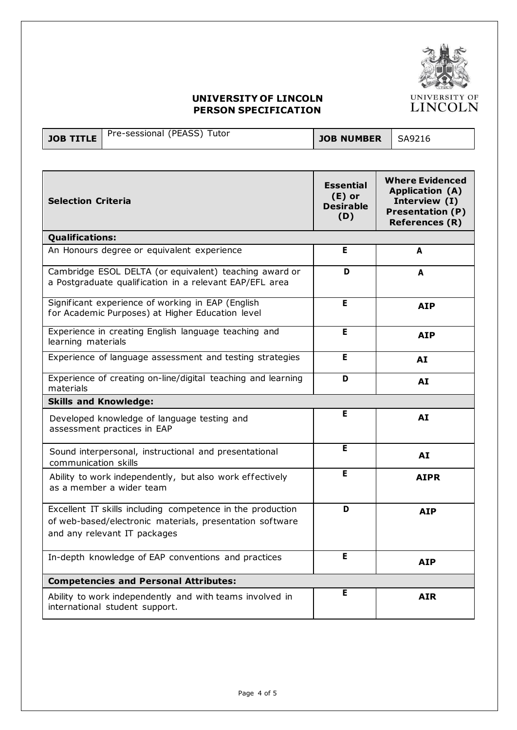# UNIVERSITY OF LINCOLN
## PERSON SPECIFICATION

| JOB TITLE | Pre-sessional (PEASS) Tutor | JOB NUMBER | SA9216 |
|---|---|---|---|

| Selection Criteria | Essential (E) or Desirable (D) | Where Evidenced Application (A) Interview (I) Presentation (P) References (R) |
|---|---|---|
| **Qualifications:** | | |
| An Honours degree or equivalent experience | E | A |
| Cambridge ESOL DELTA (or equivalent) teaching award or a Postgraduate qualification in a relevant EAP/EFL area | D | A |
| Significant experience of working in EAP (English for Academic Purposes) at Higher Education level | E | AIP |
| Experience in creating English language teaching and learning materials | E | AIP |
| Experience of language assessment and testing strategies | E | AI |
| Experience of creating on-line/digital teaching and learning materials | D | AI |
| **Skills and Knowledge:** | | |
| Developed knowledge of language testing and assessment practices in EAP | E | AI |
| Sound interpersonal, instructional and presentational communication skills | E | AI |
| Ability to work independently, but also work effectively as a member a wider team | E | AIPR |
| Excellent IT skills including competence in the production of web-based/electronic materials, presentation software and any relevant IT packages | D | AIP |
| In-depth knowledge of EAP conventions and practices | E | AIP |
| **Competencies and Personal Attributes:** | | |
| Ability to work independently and with teams involved in international student support. | E | AIR |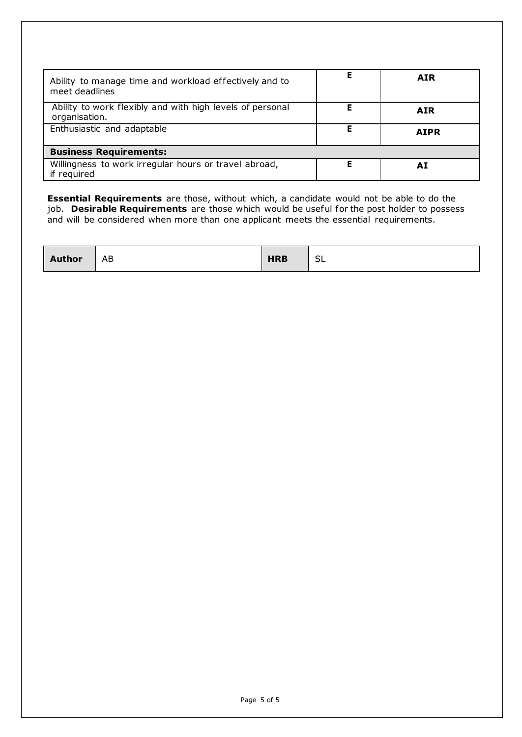| | | |
|---|---|---|
| Ability to manage time and workload effectively and to meet deadlines | E | **AIR** |
| Ability to work flexibly and with high levels of personal organisation. | E | **AIR** |
| Enthusiastic and adaptable | E | **AIPR** |
| **Business Requirements:** | | |
| Willingness to work irregular hours or travel abroad, if required | E | **AI** |

**Essential Requirements** are those, without which, a candidate would not be able to do the job. **Desirable Requirements** are those which would be useful for the post holder to possess and will be considered when more than one applicant meets the essential requirements.

| | | | |
|---|---|---|---|
| **Author** | AB | **HRB** | SL |